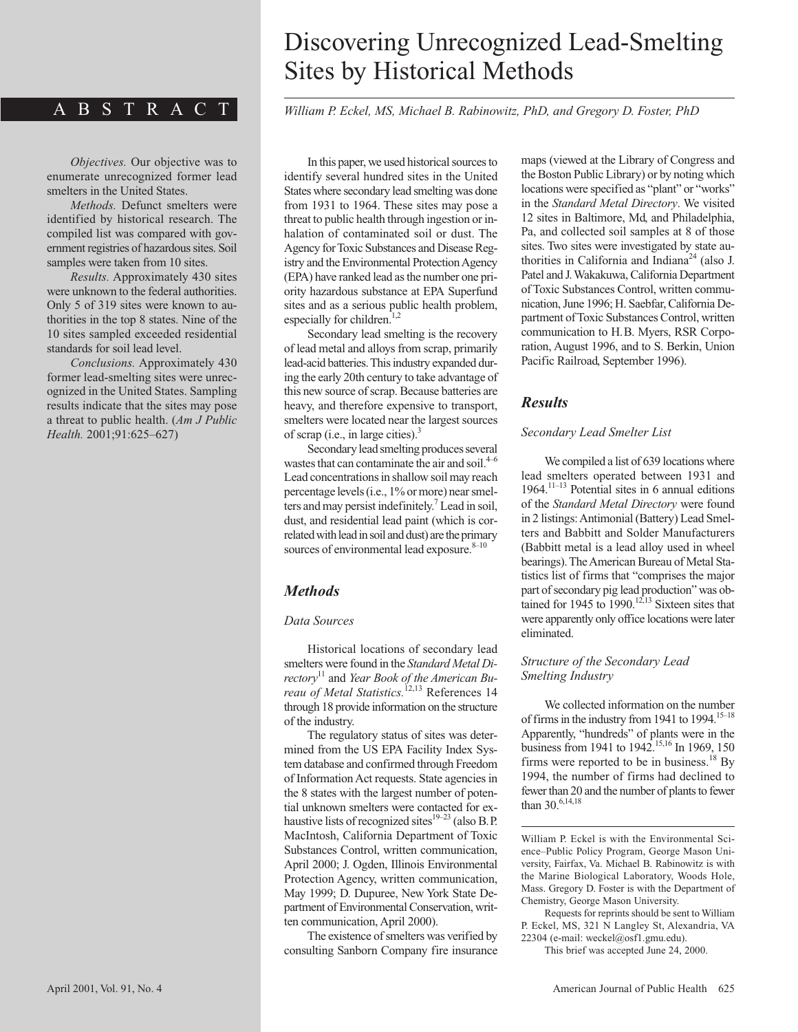# Discovering Unrecognized Lead-Smelting Sites by Historical Methods

*William P. Eckel, MS, Michael B. Rabinowitz, PhD, and Gregory D. Foster, PhD*

## ABSTRACT

*Objectives.* Our objective was to enumerate unrecognized former lead smelters in the United States.

*Methods.* Defunct smelters were identified by historical research. The compiled list was compared with government registries of hazardous sites. Soil samples were taken from 10 sites.

*Results.* Approximately 430 sites were unknown to the federal authorities. Only 5 of 319 sites were known to authorities in the top 8 states. Nine of the 10 sites sampled exceeded residential standards for soil lead level.

*Conclusions.* Approximately 430 former lead-smelting sites were unrecognized in the United States. Sampling results indicate that the sites may pose a threat to public health. (*Am J Public Health.* 2001;91:625–627)

In this paper, we used historical sources to identify several hundred sites in the United States where secondary lead smelting was done from 1931 to 1964. These sites may pose a threat to public health through ingestion or inhalation of contaminated soil or dust. The Agency for Toxic Substances and Disease Registry and the Environmental Protection Agency (EPA) have ranked lead as the number one priority hazardous substance at EPA Superfund sites and as a serious public health problem, especially for children.[1,2]

Secondary lead smelting is the recovery of lead metal and alloys from scrap, primarily lead-acid batteries. This industry expanded during the early 20th century to take advantage of this new source of scrap. Because batteries are heavy, and therefore expensive to transport, smelters were located near the largest sources of scrap (i.e., in large cities).[3]

Secondary lead smelting produces several wastes that can contaminate the air and soil.[4–6] Lead concentrations in shallow soil may reach percentage levels (i.e., 1% or more) near smelters and may persist indefinitely.[7] Lead in soil, dust, and residential lead paint (which is correlated with lead in soil and dust) are the primary sources of environmental lead exposure.[8–10]

## Methods

### Data Sources

Historical locations of secondary lead smelters were found in the *Standard Metal Directory*[11] and *Year Book of the American Bureau of Metal Statistics.*[12,13] References 14 through 18 provide information on the structure of the industry.

The regulatory status of sites was determined from the US EPA Facility Index System database and confirmed through Freedom of Information Act requests. State agencies in the 8 states with the largest number of potential unknown smelters were contacted for exhaustive lists of recognized sites[19–23] (also B.P. MacIntosh, California Department of Toxic Substances Control, written communication, April 2000; J. Ogden, Illinois Environmental Protection Agency, written communication, May 1999; D. Dupuree, New York State Department of Environmental Conservation, written communication, April 2000).

The existence of smelters was verified by consulting Sanborn Company fire insurance maps (viewed at the Library of Congress and the Boston Public Library) or by noting which locations were specified as "plant" or "works" in the *Standard Metal Directory*. We visited 12 sites in Baltimore, Md, and Philadelphia, Pa, and collected soil samples at 8 of those sites. Two sites were investigated by state authorities in California and Indiana[24] (also J. Patel and J. Wakakuwa, California Department of Toxic Substances Control, written communication, June 1996; H. Saebfar, California Department of Toxic Substances Control, written communication to H.B. Myers, RSR Corporation, August 1996, and to S. Berkin, Union Pacific Railroad, September 1996).

## Results

### Secondary Lead Smelter List

We compiled a list of 639 locations where lead smelters operated between 1931 and 1964.[11–13] Potential sites in 6 annual editions of the *Standard Metal Directory* were found in 2 listings: Antimonial (Battery) Lead Smelters and Babbitt and Solder Manufacturers (Babbitt metal is a lead alloy used in wheel bearings). The American Bureau of Metal Statistics list of firms that "comprises the major part of secondary pig lead production" was obtained for 1945 to 1990.[12,13] Sixteen sites that were apparently only office locations were later eliminated.

### Structure of the Secondary Lead Smelting Industry

We collected information on the number of firms in the industry from 1941 to 1994.[15–18] Apparently, "hundreds" of plants were in the business from 1941 to 1942.[15,16] In 1969, 150 firms were reported to be in business.[18] By 1994, the number of firms had declined to fewer than 20 and the number of plants to fewer than 30.[6,14,18]

---

William P. Eckel is with the Environmental Science–Public Policy Program, George Mason University, Fairfax, Va. Michael B. Rabinowitz is with the Marine Biological Laboratory, Woods Hole, Mass. Gregory D. Foster is with the Department of Chemistry, George Mason University.

Requests for reprints should be sent to William P. Eckel, MS, 321 N Langley St, Alexandria, VA 22304 (e-mail: weckel@osf1.gmu.edu).

This brief was accepted June 24, 2000.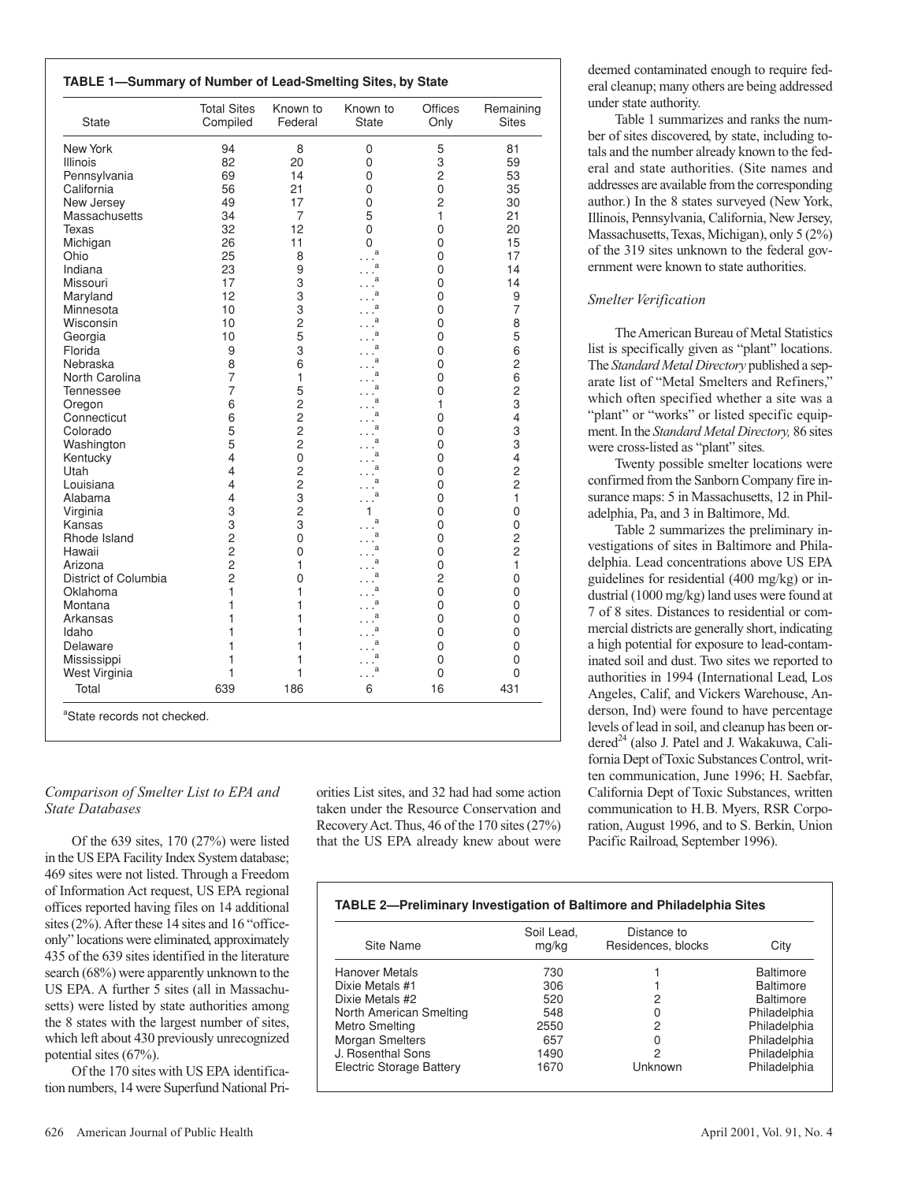**TABLE 1—Summary of Number of Lead-Smelting Sites, by State**

| State | Total Sites Compiled | Known to Federal | Known to State | Offices Only | Remaining Sites |
|---|---|---|---|---|---|
| New York | 94 | 8 | 0 | 5 | 81 |
| Illinois | 82 | 20 | 0 | 3 | 59 |
| Pennsylvania | 69 | 14 | 0 | 2 | 53 |
| California | 56 | 21 | 0 | 0 | 35 |
| New Jersey | 49 | 17 | 0 | 2 | 30 |
| Massachusetts | 34 | 7 | 5 | 1 | 21 |
| Texas | 32 | 12 | 0 | 0 | 20 |
| Michigan | 26 | 11 | 0 | 0 | 15 |
| Ohio | 25 | 8 | . . .[a] | 0 | 17 |
| Indiana | 23 | 9 | . . .[a] | 0 | 14 |
| Missouri | 17 | 3 | . . .[a] | 0 | 14 |
| Maryland | 12 | 3 | . . .[a] | 0 | 9 |
| Minnesota | 10 | 3 | . . .[a] | 0 | 7 |
| Wisconsin | 10 | 2 | . . .[a] | 0 | 8 |
| Georgia | 10 | 5 | . . .[a] | 0 | 5 |
| Florida | 9 | 3 | . . .[a] | 0 | 6 |
| Nebraska | 8 | 6 | . . .[a] | 0 | 2 |
| North Carolina | 7 | 1 | . . .[a] | 0 | 6 |
| Tennessee | 7 | 5 | . . .[a] | 0 | 2 |
| Oregon | 6 | 2 | . . .[a] | 1 | 3 |
| Connecticut | 6 | 2 | . . .[a] | 0 | 4 |
| Colorado | 5 | 2 | . . .[a] | 0 | 3 |
| Washington | 5 | 2 | . . .[a] | 0 | 3 |
| Kentucky | 4 | 0 | . . .[a] | 0 | 4 |
| Utah | 4 | 2 | . . .[a] | 0 | 2 |
| Louisiana | 4 | 2 | . . .[a] | 0 | 2 |
| Alabama | 4 | 3 | . . .[a] | 0 | 1 |
| Virginia | 3 | 2 | 1 | 0 | 0 |
| Kansas | 3 | 3 | . . .[a] | 0 | 0 |
| Rhode Island | 2 | 0 | . . .[a] | 0 | 2 |
| Hawaii | 2 | 0 | . . .[a] | 0 | 2 |
| Arizona | 2 | 1 | . . .[a] | 0 | 1 |
| District of Columbia | 2 | 0 | . . .[a] | 2 | 0 |
| Oklahoma | 1 | 1 | . . .[a] | 0 | 0 |
| Montana | 1 | 1 | . . .[a] | 0 | 0 |
| Arkansas | 1 | 1 | . . .[a] | 0 | 0 |
| Idaho | 1 | 1 | . . .[a] | 0 | 0 |
| Delaware | 1 | 1 | . . .[a] | 0 | 0 |
| Mississippi | 1 | 1 | . . .[a] | 0 | 0 |
| West Virginia | 1 | 1 | . . .[a] | 0 | 0 |
| Total | 639 | 186 | 6 | 16 | 431 |

[a]State records not checked.

### *Comparison of Smelter List to EPA and State Databases*

Of the 639 sites, 170 (27%) were listed in the US EPA Facility Index System database; 469 sites were not listed. Through a Freedom of Information Act request, US EPA regional offices reported having files on 14 additional sites (2%). After these 14 sites and 16 "office-only" locations were eliminated, approximately 435 of the 639 sites identified in the literature search (68%) were apparently unknown to the US EPA. A further 5 sites (all in Massachusetts) were listed by state authorities among the 8 states with the largest number of sites, which left about 430 previously unrecognized potential sites (67%).

Of the 170 sites with US EPA identification numbers, 14 were Superfund National Priorities List sites, and 32 had had some action taken under the Resource Conservation and Recovery Act. Thus, 46 of the 170 sites (27%) that the US EPA already knew about were deemed contaminated enough to require federal cleanup; many others are being addressed under state authority.

Table 1 summarizes and ranks the number of sites discovered, by state, including totals and the number already known to the federal and state authorities. (Site names and addresses are available from the corresponding author.) In the 8 states surveyed (New York, Illinois, Pennsylvania, California, New Jersey, Massachusetts, Texas, Michigan), only 5 (2%) of the 319 sites unknown to the federal government were known to state authorities.

### *Smelter Verification*

The American Bureau of Metal Statistics list is specifically given as "plant" locations. The *Standard Metal Directory* published a separate list of "Metal Smelters and Refiners," which often specified whether a site was a "plant" or "works" or listed specific equipment. In the *Standard Metal Directory,* 86 sites were cross-listed as "plant" sites.

Twenty possible smelter locations were confirmed from the Sanborn Company fire insurance maps: 5 in Massachusetts, 12 in Philadelphia, Pa, and 3 in Baltimore, Md.

Table 2 summarizes the preliminary investigations of sites in Baltimore and Philadelphia. Lead concentrations above US EPA guidelines for residential (400 mg/kg) or industrial (1000 mg/kg) land uses were found at 7 of 8 sites. Distances to residential or commercial districts are generally short, indicating a high potential for exposure to lead-contaminated soil and dust. Two sites we reported to authorities in 1994 (International Lead, Los Angeles, Calif, and Vickers Warehouse, Anderson, Ind) were found to have percentage levels of lead in soil, and cleanup has been ordered[24] (also J. Patel and J. Wakakuwa, California Dept of Toxic Substances Control, written communication, June 1996; H. Saebfar, California Dept of Toxic Substances, written communication to H.B. Myers, RSR Corporation, August 1996, and to S. Berkin, Union Pacific Railroad, September 1996).

**TABLE 2—Preliminary Investigation of Baltimore and Philadelphia Sites**

| Site Name | Soil Lead, mg/kg | Distance to Residences, blocks | City |
|---|---|---|---|
| Hanover Metals | 730 | 1 | Baltimore |
| Dixie Metals #1 | 306 | 1 | Baltimore |
| Dixie Metals #2 | 520 | 2 | Baltimore |
| North American Smelting | 548 | 0 | Philadelphia |
| Metro Smelting | 2550 | 2 | Philadelphia |
| Morgan Smelters | 657 | 0 | Philadelphia |
| J. Rosenthal Sons | 1490 | 2 | Philadelphia |
| Electric Storage Battery | 1670 | Unknown | Philadelphia |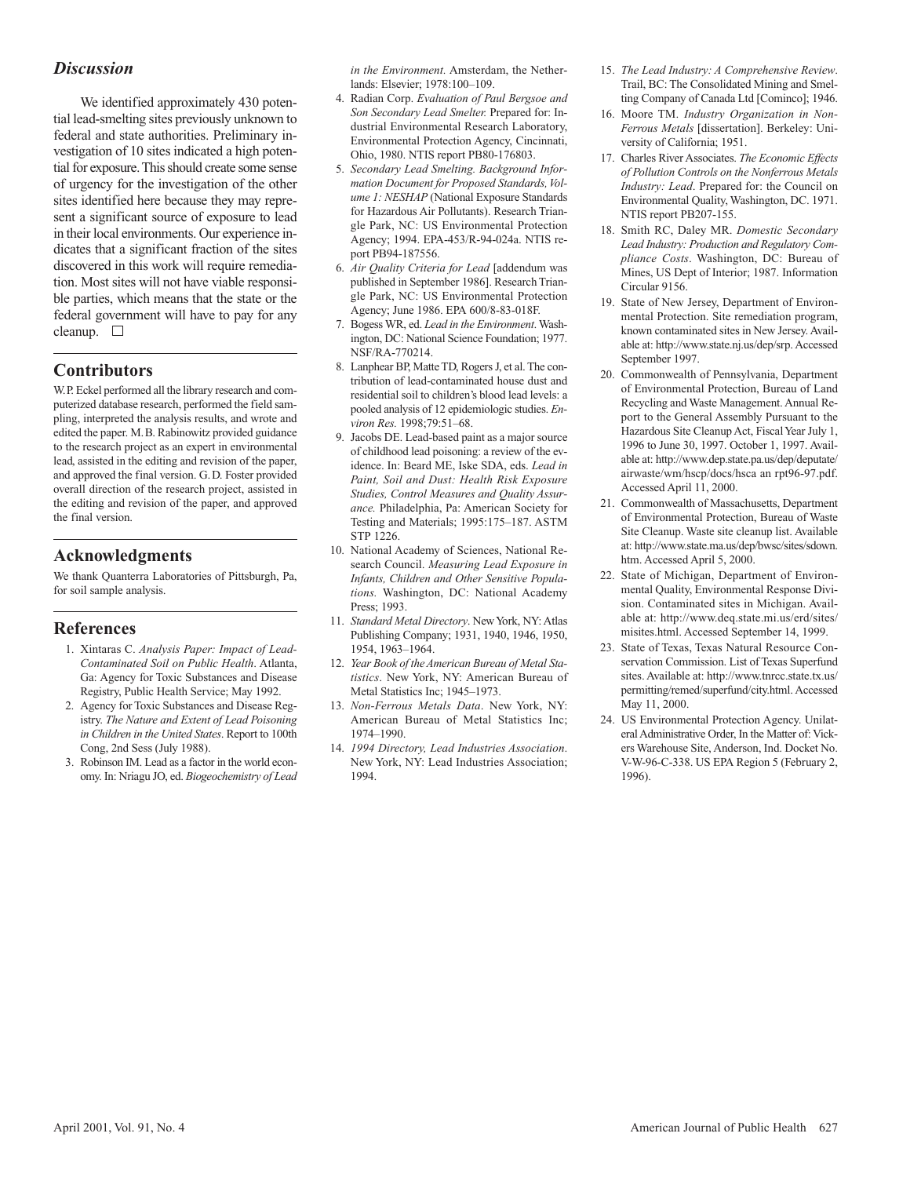### *Discussion*

We identified approximately 430 potential lead-smelting sites previously unknown to federal and state authorities. Preliminary investigation of 10 sites indicated a high potential for exposure. This should create some sense of urgency for the investigation of the other sites identified here because they may represent a significant source of exposure to lead in their local environments. Our experience indicates that a significant fraction of the sites discovered in this work will require remediation. Most sites will not have viable responsible parties, which means that the state or the federal government will have to pay for any cleanup. □

## Contributors

W.P. Eckel performed all the library research and computerized database research, performed the field sampling, interpreted the analysis results, and wrote and edited the paper. M.B. Rabinowitz provided guidance to the research project as an expert in environmental lead, assisted in the editing and revision of the paper, and approved the final version. G.D. Foster provided overall direction of the research project, assisted in the editing and revision of the paper, and approved the final version.

## Acknowledgments

We thank Quanterra Laboratories of Pittsburgh, Pa, for soil sample analysis.

## References

1. Xintaras C. *Analysis Paper: Impact of Lead-Contaminated Soil on Public Health*. Atlanta, Ga: Agency for Toxic Substances and Disease Registry, Public Health Service; May 1992.
2. Agency for Toxic Substances and Disease Registry. *The Nature and Extent of Lead Poisoning in Children in the United States*. Report to 100th Cong, 2nd Sess (July 1988).
3. Robinson IM. Lead as a factor in the world economy. In: Nriagu JO, ed. *Biogeochemistry of Lead in the Environment.* Amsterdam, the Netherlands: Elsevier; 1978:100–109.
4. Radian Corp. *Evaluation of Paul Bergsoe and Son Secondary Lead Smelter.* Prepared for: Industrial Environmental Research Laboratory, Environmental Protection Agency, Cincinnati, Ohio, 1980. NTIS report PB80-176803.
5. *Secondary Lead Smelting. Background Information Document for Proposed Standards, Volume 1: NESHAP* (National Exposure Standards for Hazardous Air Pollutants). Research Triangle Park, NC: US Environmental Protection Agency; 1994. EPA-453/R-94-024a. NTIS report PB94-187556.
6. *Air Quality Criteria for Lead* [addendum was published in September 1986]. Research Triangle Park, NC: US Environmental Protection Agency; June 1986. EPA 600/8-83-018F.
7. Bogess WR, ed. *Lead in the Environment*. Washington, DC: National Science Foundation; 1977. NSF/RA-770214.
8. Lanphear BP, Matte TD, Rogers J, et al. The contribution of lead-contaminated house dust and residential soil to children's blood lead levels: a pooled analysis of 12 epidemiologic studies. *Environ Res.* 1998;79:51–68.
9. Jacobs DE. Lead-based paint as a major source of childhood lead poisoning: a review of the evidence. In: Beard ME, Iske SDA, eds. *Lead in Paint, Soil and Dust: Health Risk Exposure Studies, Control Measures and Quality Assurance.* Philadelphia, Pa: American Society for Testing and Materials; 1995:175–187. ASTM STP 1226.
10. National Academy of Sciences, National Research Council. *Measuring Lead Exposure in Infants, Children and Other Sensitive Populations.* Washington, DC: National Academy Press; 1993.
11. *Standard Metal Directory*. New York, NY: Atlas Publishing Company; 1931, 1940, 1946, 1950, 1954, 1963–1964.
12. *Year Book of the American Bureau of Metal Statistics*. New York, NY: American Bureau of Metal Statistics Inc; 1945–1973.
13. *Non-Ferrous Metals Data*. New York, NY: American Bureau of Metal Statistics Inc; 1974–1990.
14. *1994 Directory, Lead Industries Association*. New York, NY: Lead Industries Association; 1994.
15. *The Lead Industry: A Comprehensive Review*. Trail, BC: The Consolidated Mining and Smelting Company of Canada Ltd [Cominco]; 1946.
16. Moore TM. *Industry Organization in Non-Ferrous Metals* [dissertation]. Berkeley: University of California; 1951.
17. Charles River Associates. *The Economic Effects of Pollution Controls on the Nonferrous Metals Industry: Lead*. Prepared for: the Council on Environmental Quality, Washington, DC. 1971. NTIS report PB207-155.
18. Smith RC, Daley MR. *Domestic Secondary Lead Industry: Production and Regulatory Compliance Costs*. Washington, DC: Bureau of Mines, US Dept of Interior; 1987. Information Circular 9156.
19. State of New Jersey, Department of Environmental Protection. Site remediation program, known contaminated sites in New Jersey. Available at: http://www.state.nj.us/dep/srp. Accessed September 1997.
20. Commonwealth of Pennsylvania, Department of Environmental Protection, Bureau of Land Recycling and Waste Management. Annual Report to the General Assembly Pursuant to the Hazardous Site Cleanup Act, Fiscal Year July 1, 1996 to June 30, 1997. October 1, 1997. Available at: http://www.dep.state.pa.us/dep/deputate/airwaste/wm/hscp/docs/hsca an rpt96-97.pdf. Accessed April 11, 2000.
21. Commonwealth of Massachusetts, Department of Environmental Protection, Bureau of Waste Site Cleanup. Waste site cleanup list. Available at: http://www.state.ma.us/dep/bwsc/sites/sdown.htm. Accessed April 5, 2000.
22. State of Michigan, Department of Environmental Quality, Environmental Response Division. Contaminated sites in Michigan. Available at: http://www.deq.state.mi.us/erd/sites/misites.html. Accessed September 14, 1999.
23. State of Texas, Texas Natural Resource Conservation Commission. List of Texas Superfund sites. Available at: http://www.tnrcc.state.tx.us/permitting/remed/superfund/city.html. Accessed May 11, 2000.
24. US Environmental Protection Agency. Unilateral Administrative Order, In the Matter of: Vickers Warehouse Site, Anderson, Ind. Docket No. V-W-96-C-338. US EPA Region 5 (February 2, 1996).